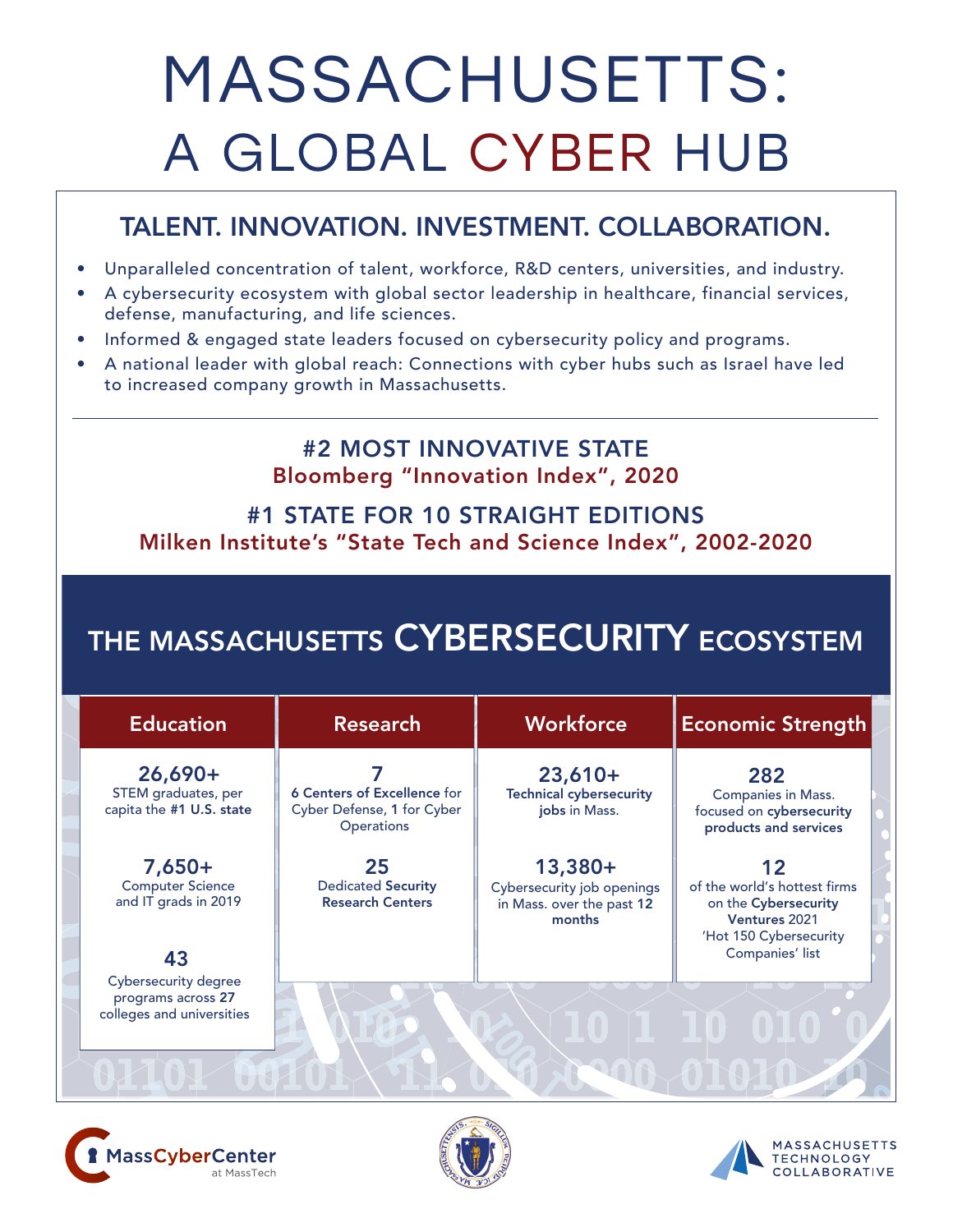# MASSACHUSETTS: A GLOBAL CYBER HUB

## TALENT. INNOVATION. INVESTMENT. COLLABORATION.

- Unparalleled concentration of talent, workforce, R&D centers, universities, and industry.
- A cybersecurity ecosystem with global sector leadership in healthcare, financial services, defense, manufacturing, and life sciences.
- Informed & engaged state leaders focused on cybersecurity policy and programs.
- A national leader with global reach: Connections with cyber hubs such as Israel have led to increased company growth in Massachusetts.

---

**#2 MOST INNOVATIVE STATE**
Bloomberg "Innovation Index", 2020

**#1 STATE FOR 10 STRAIGHT EDITIONS**
Milken Institute's "State Tech and Science Index", 2002-2020

## THE MASSACHUSETTS CYBERSECURITY ECOSYSTEM

| Education | Research | Workforce | Economic Strength |
| --- | --- | --- | --- |
| **26,690+** STEM graduates, per capita the **#1 U.S. state** | **7** **6** Centers of Excellence for Cyber Defense, **1** for Cyber Operations | **23,610+** **Technical cybersecurity jobs** in Mass. | **282** Companies in Mass. focused on **cybersecurity products and services** |
| **7,650+** Computer Science and IT grads in 2019 | **25** Dedicated **Security Research Centers** | **13,380+** Cybersecurity job openings in Mass. over the past **12 months** | **12** of the world's hottest firms on the **Cybersecurity Ventures** 2021 'Hot 150 Cybersecurity Companies' list |
| **43** Cybersecurity degree programs across **27** colleges and universities | | | |

MassCyberCenter at MassTech

Massachusetts Technology Collaborative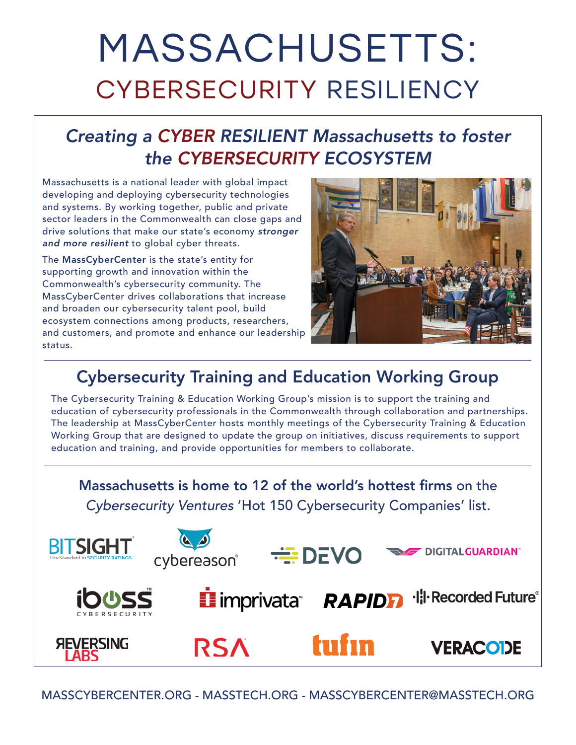# MASSACHUSETTS:
## CYBERSECURITY RESILIENCY

### *Creating a CYBER RESILIENT Massachusetts to foster the CYBERSECURITY ECOSYSTEM*

Massachusetts is a national leader with global impact developing and deploying cybersecurity technologies and systems. By working together, public and private sector leaders in the Commonwealth can close gaps and drive solutions that make our state's economy ***stronger and more resilient*** to global cyber threats.

The **MassCyberCenter** is the state's entity for supporting growth and innovation within the Commonwealth's cybersecurity community. The MassCyberCenter drives collaborations that increase and broaden our cybersecurity talent pool, build ecosystem connections among products, researchers, and customers, and promote and enhance our leadership status.

### Cybersecurity Training and Education Working Group

The Cybersecurity Training & Education Working Group's mission is to support the training and education of cybersecurity professionals in the Commonwealth through collaboration and partnerships. The leadership at MassCyberCenter hosts monthly meetings of the Cybersecurity Training & Education Working Group that are designed to update the group on initiatives, discuss requirements to support education and training, and provide opportunities for members to collaborate.

**Massachusetts is home to 12 of the world's hottest firms** on the *Cybersecurity Ventures* 'Hot 150 Cybersecurity Companies' list.

BITSIGHT
cybereason
DEVO
DIGITALGUARDIAN
iboss
imprivata
RAPID7
Recorded Future
REVERSING LABS
RSA
tufin
VERACODE

MASSCYBERCENTER.ORG - MASSTECH.ORG - MASSCYBERCENTER@MASSTECH.ORG